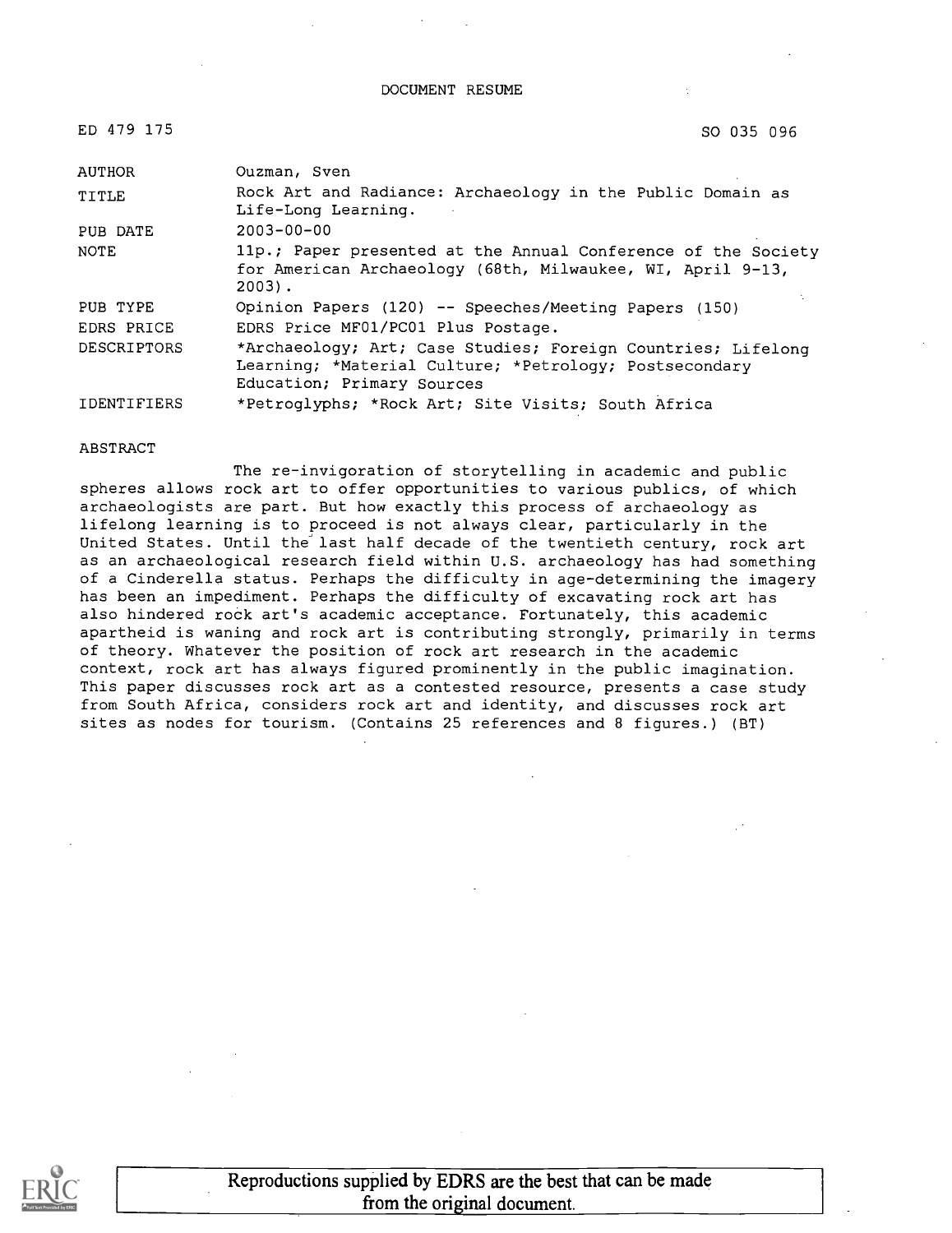DOCUMENT RESUME

ED 479 175 SO 035 096

| | |
|---|---|
| AUTHOR | Ouzman, Sven |
| TITLE | Rock Art and Radiance: Archaeology in the Public Domain as Life-Long Learning. |
| PUB DATE | 2003-00-00 |
| NOTE | 11p.; Paper presented at the Annual Conference of the Society for American Archaeology (68th, Milwaukee, WI, April 9-13, 2003). |
| PUB TYPE | Opinion Papers (120) -- Speeches/Meeting Papers (150) |
| EDRS PRICE | EDRS Price MF01/PC01 Plus Postage. |
| DESCRIPTORS | *Archaeology; Art; Case Studies; Foreign Countries; Lifelong Learning; *Material Culture; *Petrology; Postsecondary Education; Primary Sources |
| IDENTIFIERS | *Petroglyphs; *Rock Art; Site Visits; South Africa |

ABSTRACT

The re-invigoration of storytelling in academic and public spheres allows rock art to offer opportunities to various publics, of which archaeologists are part. But how exactly this process of archaeology as lifelong learning is to proceed is not always clear, particularly in the United States. Until the last half decade of the twentieth century, rock art as an archaeological research field within U.S. archaeology has had something of a Cinderella status. Perhaps the difficulty in age-determining the imagery has been an impediment. Perhaps the difficulty of excavating rock art has also hindered rock art's academic acceptance. Fortunately, this academic apartheid is waning and rock art is contributing strongly, primarily in terms of theory. Whatever the position of rock art research in the academic context, rock art has always figured prominently in the public imagination. This paper discusses rock art as a contested resource, presents a case study from South Africa, considers rock art and identity, and discusses rock art sites as nodes for tourism. (Contains 25 references and 8 figures.) (BT)

Reproductions supplied by EDRS are the best that can be made from the original document.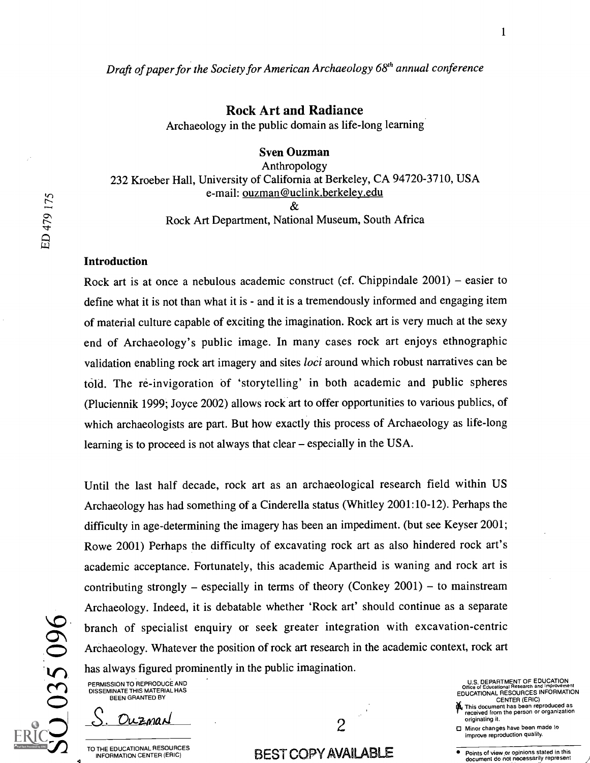*Draft of paper for the Society for American Archaeology 68[th] annual conference*

# Rock Art and Radiance

Archaeology in the public domain as life-long learning

**Sven Ouzman**

Anthropology
232 Kroeber Hall, University of California at Berkeley, CA 94720-3710, USA
e-mail: ouzman@uclink.berkeley.edu
&
Rock Art Department, National Museum, South Africa

## Introduction

Rock art is at once a nebulous academic construct (cf. Chippindale 2001) – easier to define what it is not than what it is - and it is a tremendously informed and engaging item of material culture capable of exciting the imagination. Rock art is very much at the sexy end of Archaeology's public image. In many cases rock art enjoys ethnographic validation enabling rock art imagery and sites *loci* around which robust narratives can be told. The re-invigoration of 'storytelling' in both academic and public spheres (Plucienník 1999; Joyce 2002) allows rock art to offer opportunities to various publics, of which archaeologists are part. But how exactly this process of Archaeology as life-long learning is to proceed is not always that clear – especially in the USA.

Until the last half decade, rock art as an archaeological research field within US Archaeology has had something of a Cinderella status (Whitley 2001:10-12). Perhaps the difficulty in age-determining the imagery has been an impediment. (but see Keyser 2001; Rowe 2001) Perhaps the difficulty of excavating rock art as also hindered rock art's academic acceptance. Fortunately, this academic Apartheid is waning and rock art is contributing strongly – especially in terms of theory (Conkey 2001) – to mainstream Archaeology. Indeed, it is debatable whether 'Rock art' should continue as a separate branch of specialist enquiry or seek greater integration with excavation-centric Archaeology. Whatever the position of rock art research in the academic context, rock art has always figured prominently in the public imagination.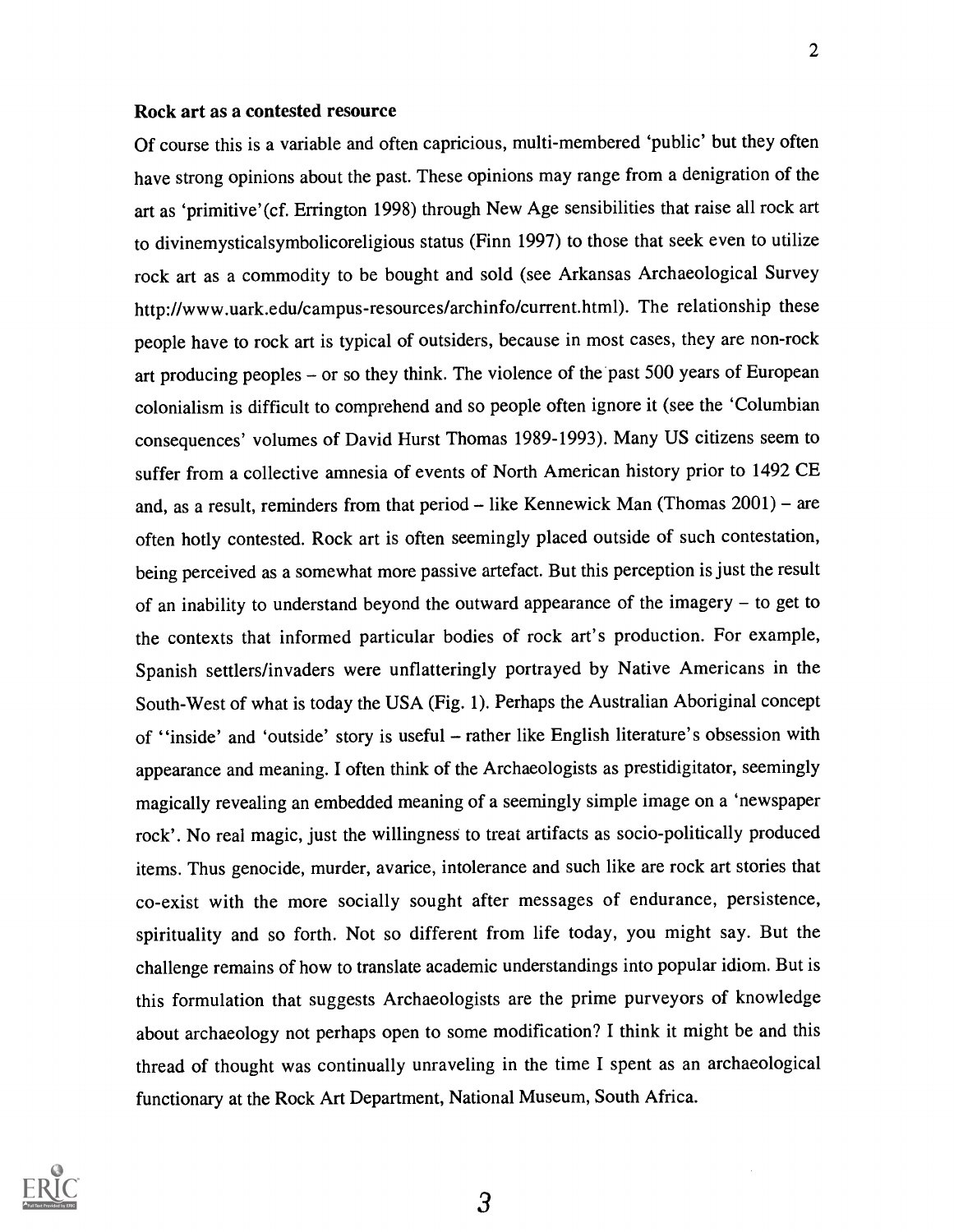### Rock art as a contested resource

Of course this is a variable and often capricious, multi-membered 'public' but they often have strong opinions about the past. These opinions may range from a denigration of the art as 'primitive'(cf. Errington 1998) through New Age sensibilities that raise all rock art to divinemysticalsymbolicoreligious status (Finn 1997) to those that seek even to utilize rock art as a commodity to be bought and sold (see Arkansas Archaeological Survey http://www.uark.edu/campus-resources/archinfo/current.html). The relationship these people have to rock art is typical of outsiders, because in most cases, they are non-rock art producing peoples – or so they think. The violence of the past 500 years of European colonialism is difficult to comprehend and so people often ignore it (see the 'Columbian consequences' volumes of David Hurst Thomas 1989-1993). Many US citizens seem to suffer from a collective amnesia of events of North American history prior to 1492 CE and, as a result, reminders from that period – like Kennewick Man (Thomas 2001) – are often hotly contested. Rock art is often seemingly placed outside of such contestation, being perceived as a somewhat more passive artefact. But this perception is just the result of an inability to understand beyond the outward appearance of the imagery – to get to the contexts that informed particular bodies of rock art's production. For example, Spanish settlers/invaders were unflatteringly portrayed by Native Americans in the South-West of what is today the USA (Fig. 1). Perhaps the Australian Aboriginal concept of ''inside' and 'outside' story is useful – rather like English literature's obsession with appearance and meaning. I often think of the Archaeologists as prestidigitator, seemingly magically revealing an embedded meaning of a seemingly simple image on a 'newspaper rock'. No real magic, just the willingness to treat artifacts as socio-politically produced items. Thus genocide, murder, avarice, intolerance and such like are rock art stories that co-exist with the more socially sought after messages of endurance, persistence, spirituality and so forth. Not so different from life today, you might say. But the challenge remains of how to translate academic understandings into popular idiom. But is this formulation that suggests Archaeologists are the prime purveyors of knowledge about archaeology not perhaps open to some modification? I think it might be and this thread of thought was continually unraveling in the time I spent as an archaeological functionary at the Rock Art Department, National Museum, South Africa.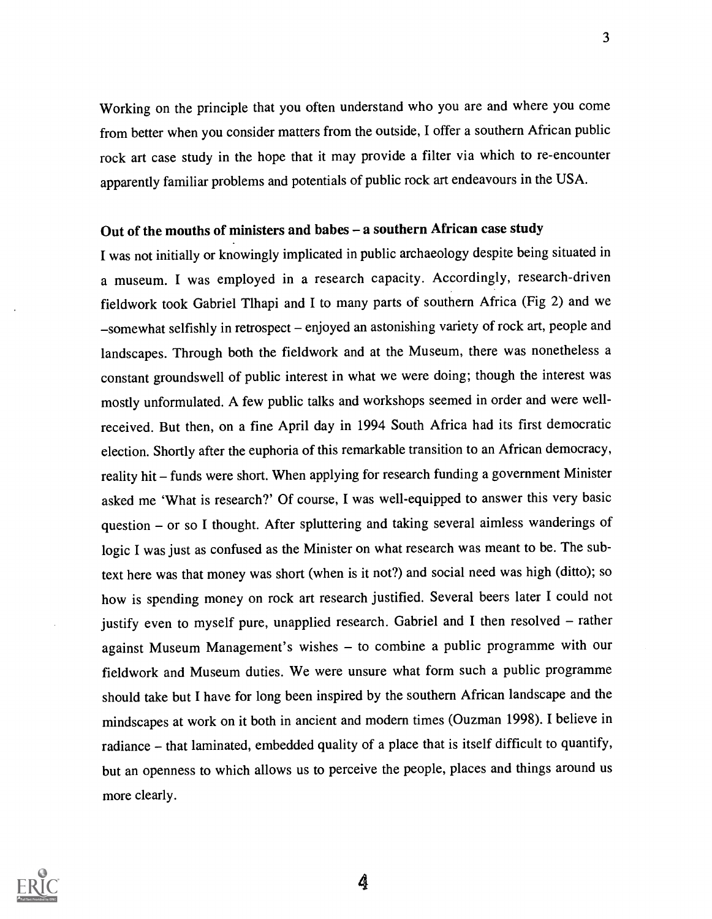Working on the principle that you often understand who you are and where you come from better when you consider matters from the outside, I offer a southern African public rock art case study in the hope that it may provide a filter via which to re-encounter apparently familiar problems and potentials of public rock art endeavours in the USA.

## Out of the mouths of ministers and babes – a southern African case study

I was not initially or knowingly implicated in public archaeology despite being situated in a museum. I was employed in a research capacity. Accordingly, research-driven fieldwork took Gabriel Tlhapi and I to many parts of southern Africa (Fig 2) and we –somewhat selfishly in retrospect – enjoyed an astonishing variety of rock art, people and landscapes. Through both the fieldwork and at the Museum, there was nonetheless a constant groundswell of public interest in what we were doing; though the interest was mostly unformulated. A few public talks and workshops seemed in order and were well-received. But then, on a fine April day in 1994 South Africa had its first democratic election. Shortly after the euphoria of this remarkable transition to an African democracy, reality hit – funds were short. When applying for research funding a government Minister asked me 'What is research?' Of course, I was well-equipped to answer this very basic question – or so I thought. After spluttering and taking several aimless wanderings of logic I was just as confused as the Minister on what research was meant to be. The sub-text here was that money was short (when is it not?) and social need was high (ditto); so how is spending money on rock art research justified. Several beers later I could not justify even to myself pure, unapplied research. Gabriel and I then resolved – rather against Museum Management's wishes – to combine a public programme with our fieldwork and Museum duties. We were unsure what form such a public programme should take but I have for long been inspired by the southern African landscape and the mindscapes at work on it both in ancient and modern times (Ouzman 1998). I believe in radiance – that laminated, embedded quality of a place that is itself difficult to quantify, but an openness to which allows us to perceive the people, places and things around us more clearly.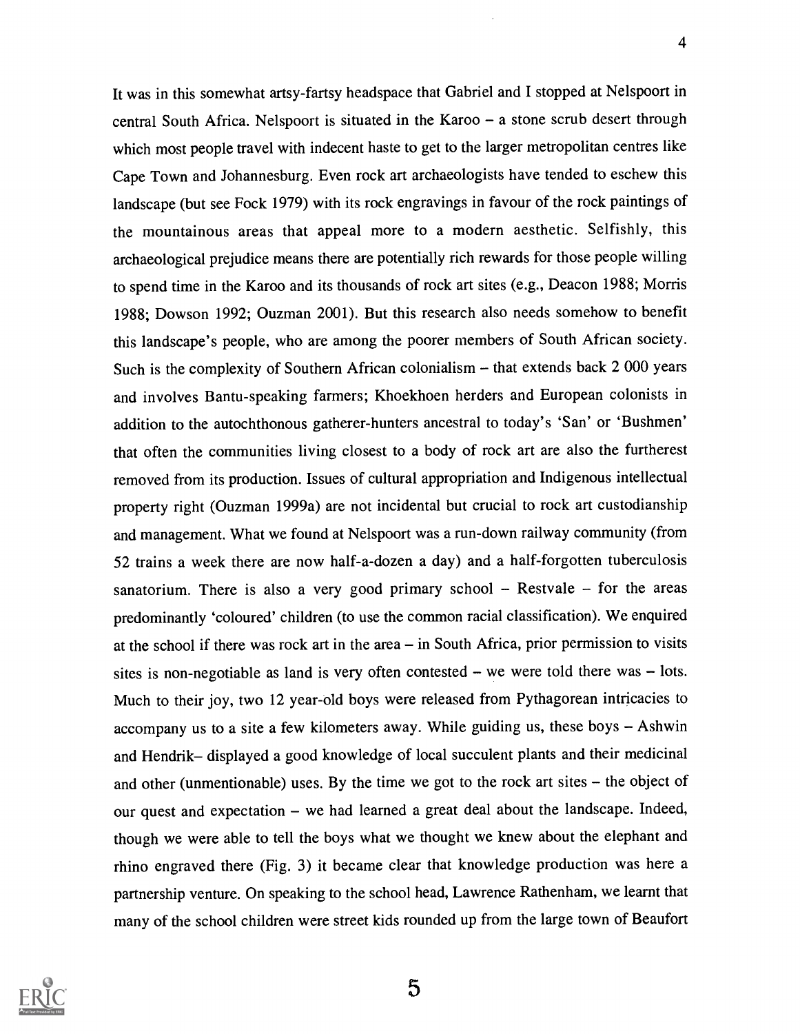It was in this somewhat artsy-fartsy headspace that Gabriel and I stopped at Nelspoort in central South Africa. Nelspoort is situated in the Karoo – a stone scrub desert through which most people travel with indecent haste to get to the larger metropolitan centres like Cape Town and Johannesburg. Even rock art archaeologists have tended to eschew this landscape (but see Fock 1979) with its rock engravings in favour of the rock paintings of the mountainous areas that appeal more to a modern aesthetic. Selfishly, this archaeological prejudice means there are potentially rich rewards for those people willing to spend time in the Karoo and its thousands of rock art sites (e.g., Deacon 1988; Morris 1988; Dowson 1992; Ouzman 2001). But this research also needs somehow to benefit this landscape's people, who are among the poorer members of South African society. Such is the complexity of Southern African colonialism – that extends back 2 000 years and involves Bantu-speaking farmers; Khoekhoen herders and European colonists in addition to the autochthonous gatherer-hunters ancestral to today's 'San' or 'Bushmen' that often the communities living closest to a body of rock art are also the furtherest removed from its production. Issues of cultural appropriation and Indigenous intellectual property right (Ouzman 1999a) are not incidental but crucial to rock art custodianship and management. What we found at Nelspoort was a run-down railway community (from 52 trains a week there are now half-a-dozen a day) and a half-forgotten tuberculosis sanatorium. There is also a very good primary school – Restvale – for the areas predominantly 'coloured' children (to use the common racial classification). We enquired at the school if there was rock art in the area – in South Africa, prior permission to visits sites is non-negotiable as land is very often contested – we were told there was – lots. Much to their joy, two 12 year-old boys were released from Pythagorean intricacies to accompany us to a site a few kilometers away. While guiding us, these boys – Ashwin and Hendrik– displayed a good knowledge of local succulent plants and their medicinal and other (unmentionable) uses. By the time we got to the rock art sites – the object of our quest and expectation – we had learned a great deal about the landscape. Indeed, though we were able to tell the boys what we thought we knew about the elephant and rhino engraved there (Fig. 3) it became clear that knowledge production was here a partnership venture. On speaking to the school head, Lawrence Rathenham, we learnt that many of the school children were street kids rounded up from the large town of Beaufort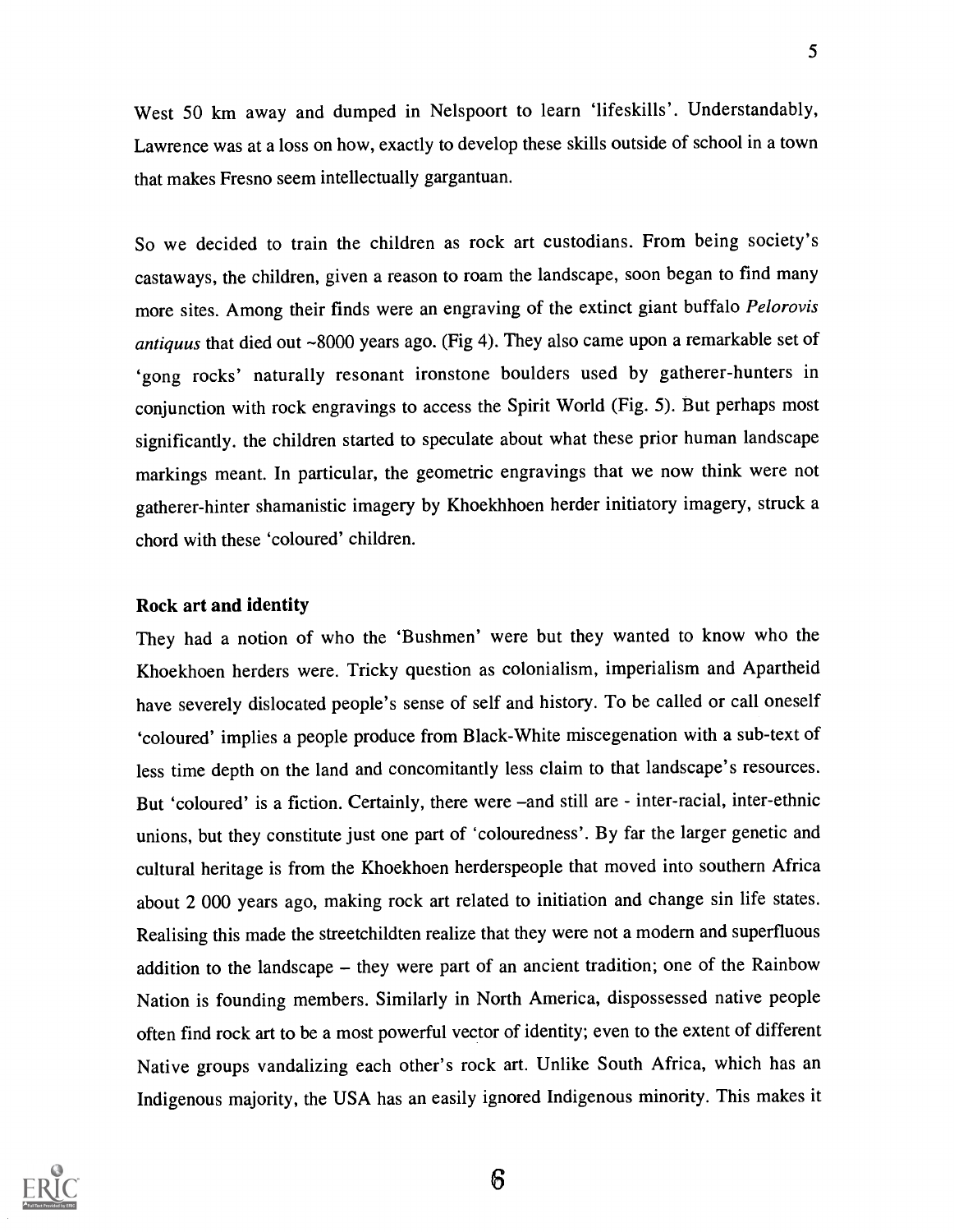West 50 km away and dumped in Nelspoort to learn 'lifeskills'. Understandably, Lawrence was at a loss on how, exactly to develop these skills outside of school in a town that makes Fresno seem intellectually gargantuan.

So we decided to train the children as rock art custodians. From being society's castaways, the children, given a reason to roam the landscape, soon began to find many more sites. Among their finds were an engraving of the extinct giant buffalo *Pelorovis antiquus* that died out ~8000 years ago. (Fig 4). They also came upon a remarkable set of 'gong rocks' naturally resonant ironstone boulders used by gatherer-hunters in conjunction with rock engravings to access the Spirit World (Fig. 5). But perhaps most significantly. the children started to speculate about what these prior human landscape markings meant. In particular, the geometric engravings that we now think were not gatherer-hinter shamanistic imagery by Khoekhhoen herder initiatory imagery, struck a chord with these 'coloured' children.

### Rock art and identity

They had a notion of who the 'Bushmen' were but they wanted to know who the Khoekhoen herders were. Tricky question as colonialism, imperialism and Apartheid have severely dislocated people's sense of self and history. To be called or call oneself 'coloured' implies a people produce from Black-White miscegenation with a sub-text of less time depth on the land and concomitantly less claim to that landscape's resources. But 'coloured' is a fiction. Certainly, there were –and still are - inter-racial, inter-ethnic unions, but they constitute just one part of 'colouredness'. By far the larger genetic and cultural heritage is from the Khoekhoen herderspeople that moved into southern Africa about 2 000 years ago, making rock art related to initiation and change sin life states. Realising this made the streetchildten realize that they were not a modern and superfluous addition to the landscape – they were part of an ancient tradition; one of the Rainbow Nation is founding members. Similarly in North America, dispossessed native people often find rock art to be a most powerful vector of identity; even to the extent of different Native groups vandalizing each other's rock art. Unlike South Africa, which has an Indigenous majority, the USA has an easily ignored Indigenous minority. This makes it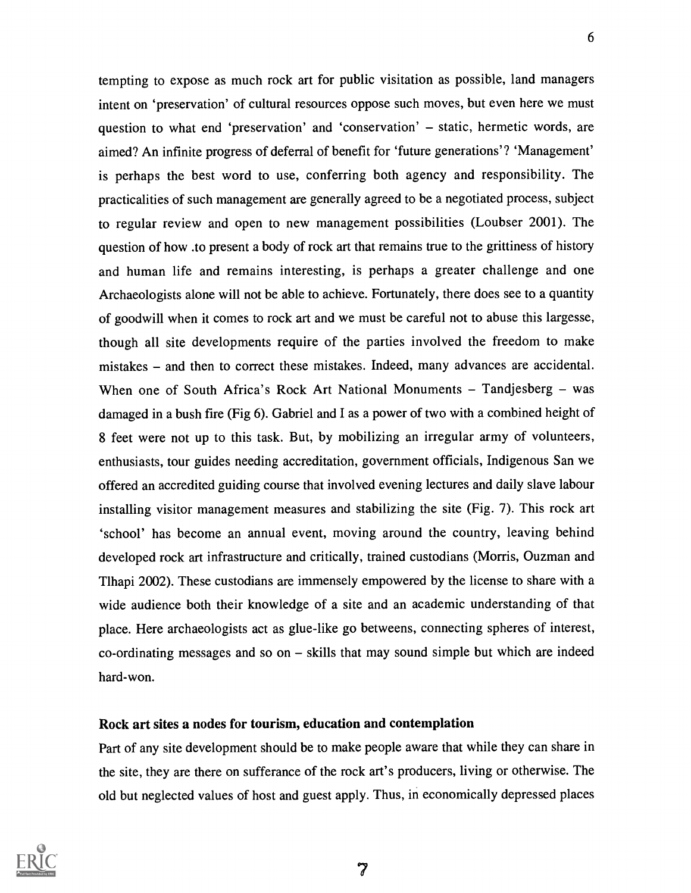tempting to expose as much rock art for public visitation as possible, land managers intent on 'preservation' of cultural resources oppose such moves, but even here we must question to what end 'preservation' and 'conservation' – static, hermetic words, are aimed? An infinite progress of deferral of benefit for 'future generations'? 'Management' is perhaps the best word to use, conferring both agency and responsibility. The practicalities of such management are generally agreed to be a negotiated process, subject to regular review and open to new management possibilities (Loubser 2001). The question of how .to present a body of rock art that remains true to the grittiness of history and human life and remains interesting, is perhaps a greater challenge and one Archaeologists alone will not be able to achieve. Fortunately, there does see to a quantity of goodwill when it comes to rock art and we must be careful not to abuse this largesse, though all site developments require of the parties involved the freedom to make mistakes – and then to correct these mistakes. Indeed, many advances are accidental. When one of South Africa's Rock Art National Monuments – Tandjesberg – was damaged in a bush fire (Fig 6). Gabriel and I as a power of two with a combined height of 8 feet were not up to this task. But, by mobilizing an irregular army of volunteers, enthusiasts, tour guides needing accreditation, government officials, Indigenous San we offered an accredited guiding course that involved evening lectures and daily slave labour installing visitor management measures and stabilizing the site (Fig. 7). This rock art 'school' has become an annual event, moving around the country, leaving behind developed rock art infrastructure and critically, trained custodians (Morris, Ouzman and Tlhapi 2002). These custodians are immensely empowered by the license to share with a wide audience both their knowledge of a site and an academic understanding of that place. Here archaeologists act as glue-like go betweens, connecting spheres of interest, co-ordinating messages and so on – skills that may sound simple but which are indeed hard-won.

### Rock art sites a nodes for tourism, education and contemplation

Part of any site development should be to make people aware that while they can share in the site, they are there on sufferance of the rock art's producers, living or otherwise. The old but neglected values of host and guest apply. Thus, in economically depressed places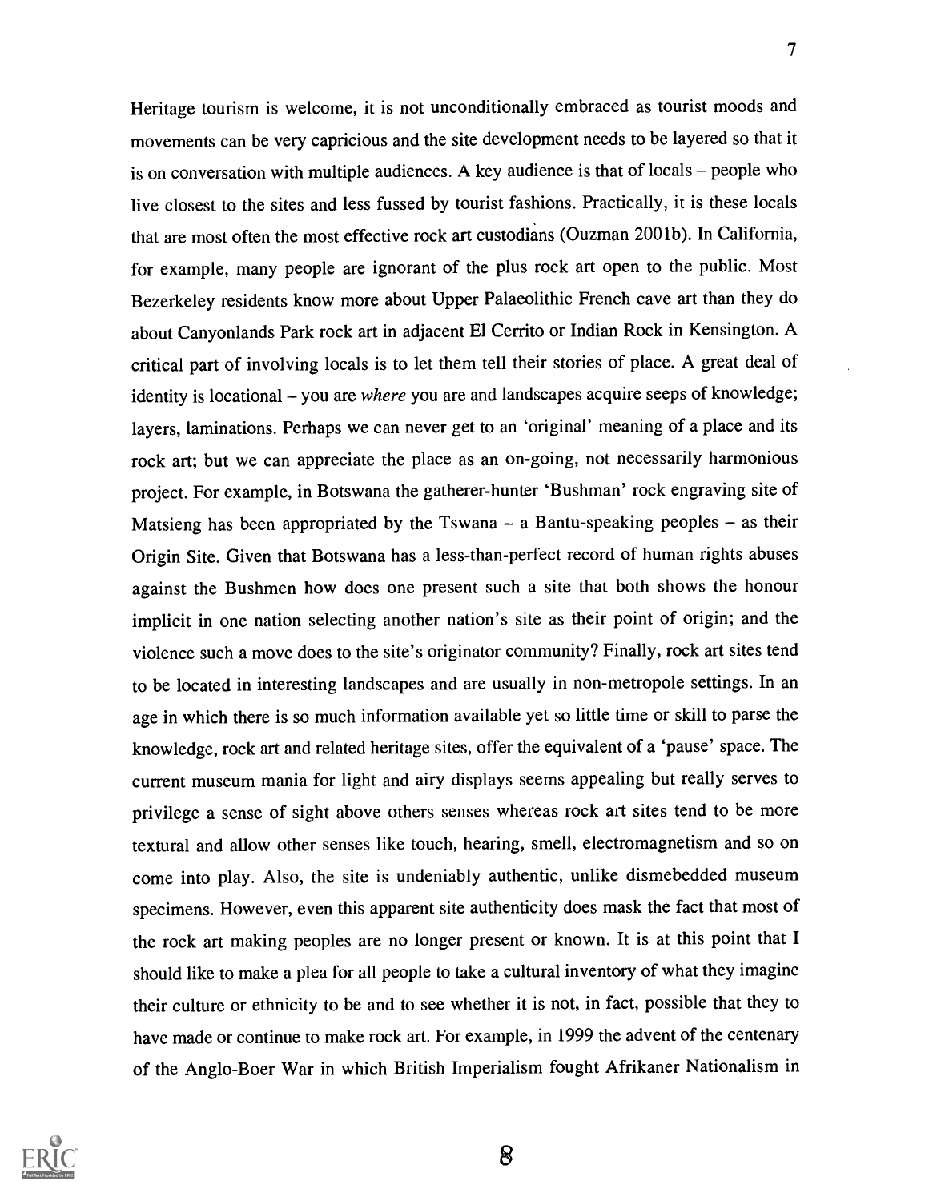Heritage tourism is welcome, it is not unconditionally embraced as tourist moods and movements can be very capricious and the site development needs to be layered so that it is on conversation with multiple audiences. A key audience is that of locals – people who live closest to the sites and less fussed by tourist fashions. Practically, it is these locals that are most often the most effective rock art custodians (Ouzman 2001b). In California, for example, many people are ignorant of the plus rock art open to the public. Most Bezerkeley residents know more about Upper Palaeolithic French cave art than they do about Canyonlands Park rock art in adjacent El Cerrito or Indian Rock in Kensington. A critical part of involving locals is to let them tell their stories of place. A great deal of identity is locational – you are *where* you are and landscapes acquire seeps of knowledge; layers, laminations. Perhaps we can never get to an 'original' meaning of a place and its rock art; but we can appreciate the place as an on-going, not necessarily harmonious project. For example, in Botswana the gatherer-hunter 'Bushman' rock engraving site of Matsieng has been appropriated by the Tswana – a Bantu-speaking peoples – as their Origin Site. Given that Botswana has a less-than-perfect record of human rights abuses against the Bushmen how does one present such a site that both shows the honour implicit in one nation selecting another nation's site as their point of origin; and the violence such a move does to the site's originator community? Finally, rock art sites tend to be located in interesting landscapes and are usually in non-metropole settings. In an age in which there is so much information available yet so little time or skill to parse the knowledge, rock art and related heritage sites, offer the equivalent of a 'pause' space. The current museum mania for light and airy displays seems appealing but really serves to privilege a sense of sight above others senses whereas rock art sites tend to be more textural and allow other senses like touch, hearing, smell, electromagnetism and so on come into play. Also, the site is undeniably authentic, unlike dismebedded museum specimens. However, even this apparent site authenticity does mask the fact that most of the rock art making peoples are no longer present or known. It is at this point that I should like to make a plea for all people to take a cultural inventory of what they imagine their culture or ethnicity to be and to see whether it is not, in fact, possible that they to have made or continue to make rock art. For example, in 1999 the advent of the centenary of the Anglo-Boer War in which British Imperialism fought Afrikaner Nationalism in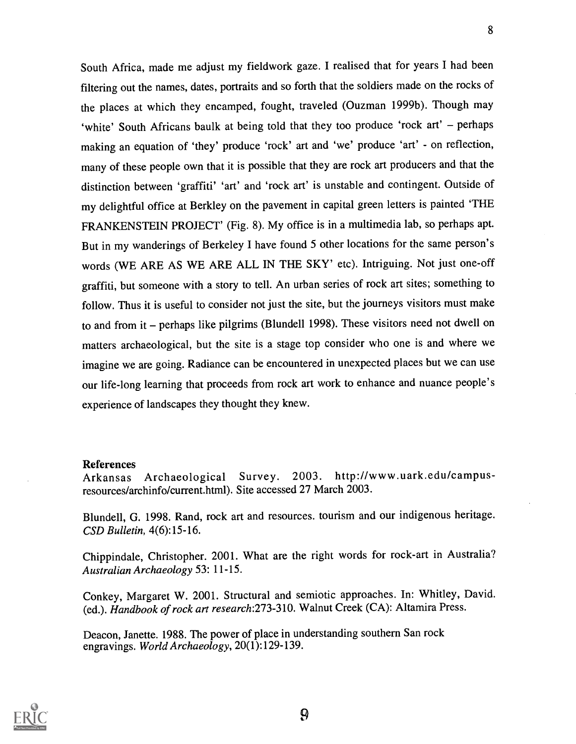South Africa, made me adjust my fieldwork gaze. I realised that for years I had been filtering out the names, dates, portraits and so forth that the soldiers made on the rocks of the places at which they encamped, fought, traveled (Ouzman 1999b). Though may 'white' South Africans baulk at being told that they too produce 'rock art' – perhaps making an equation of 'they' produce 'rock' art and 'we' produce 'art' - on reflection, many of these people own that it is possible that they are rock art producers and that the distinction between 'graffiti' 'art' and 'rock art' is unstable and contingent. Outside of my delightful office at Berkley on the pavement in capital green letters is painted 'THE FRANKENSTEIN PROJECT' (Fig. 8). My office is in a multimedia lab, so perhaps apt. But in my wanderings of Berkeley I have found 5 other locations for the same person's words (WE ARE AS WE ARE ALL IN THE SKY' etc). Intriguing. Not just one-off graffiti, but someone with a story to tell. An urban series of rock art sites; something to follow. Thus it is useful to consider not just the site, but the journeys visitors must make to and from it – perhaps like pilgrims (Blundell 1998). These visitors need not dwell on matters archaeological, but the site is a stage top consider who one is and where we imagine we are going. Radiance can be encountered in unexpected places but we can use our life-long learning that proceeds from rock art work to enhance and nuance people's experience of landscapes they thought they knew.

**References**

Arkansas Archaeological Survey. 2003. http://www.uark.edu/campus-resources/archinfo/current.html). Site accessed 27 March 2003.

Blundell, G. 1998. Rand, rock art and resources. tourism and our indigenous heritage. *CSD Bulletin*, 4(6):15-16.

Chippindale, Christopher. 2001. What are the right words for rock-art in Australia? *Australian Archaeology* 53: 11-15.

Conkey, Margaret W. 2001. Structural and semiotic approaches. In: Whitley, David. (ed.). *Handbook of rock art research*:273-310. Walnut Creek (CA): Altamira Press.

Deacon, Janette. 1988. The power of place in understanding southern San rock engravings. *World Archaeology*, 20(1):129-139.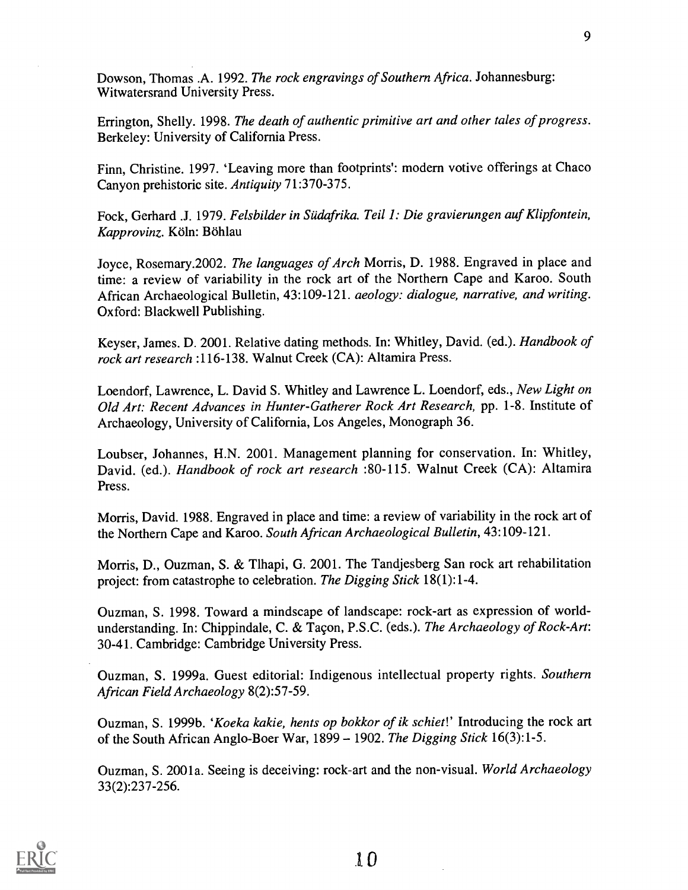Dowson, Thomas .A. 1992. *The rock engravings of Southern Africa*. Johannesburg: Witwatersrand University Press.

Errington, Shelly. 1998. *The death of authentic primitive art and other tales of progress*. Berkeley: University of California Press.

Finn, Christine. 1997. 'Leaving more than footprints': modern votive offerings at Chaco Canyon prehistoric site. *Antiquity* 71:370-375.

Fock, Gerhard .J. 1979. *Felsbilder in Südafrika. Teil 1: Die gravierungen auf Klipfontein, Kapprovinz*. Köln: Böhlau

Joyce, Rosemary.2002. *The languages of Arch* Morris, D. 1988. Engraved in place and time: a review of variability in the rock art of the Northern Cape and Karoo. South African Archaeological Bulletin, 43:109-121. *aeology: dialogue, narrative, and writing*. Oxford: Blackwell Publishing.

Keyser, James. D. 2001. Relative dating methods. In: Whitley, David. (ed.). *Handbook of rock art research* :116-138. Walnut Creek (CA): Altamira Press.

Loendorf, Lawrence, L. David S. Whitley and Lawrence L. Loendorf, eds., *New Light on Old Art: Recent Advances in Hunter-Gatherer Rock Art Research,* pp. 1-8. Institute of Archaeology, University of California, Los Angeles, Monograph 36.

Loubser, Johannes, H.N. 2001. Management planning for conservation. In: Whitley, David. (ed.). *Handbook of rock art research* :80-115. Walnut Creek (CA): Altamira Press.

Morris, David. 1988. Engraved in place and time: a review of variability in the rock art of the Northern Cape and Karoo. *South African Archaeological Bulletin*, 43:109-121.

Morris, D., Ouzman, S. & Tlhapi, G. 2001. The Tandjesberg San rock art rehabilitation project: from catastrophe to celebration. *The Digging Stick* 18(1):1-4.

Ouzman, S. 1998. Toward a mindscape of landscape: rock-art as expression of world-understanding. In: Chippindale, C. & Taçon, P.S.C. (eds.). *The Archaeology of Rock-Art*: 30-41. Cambridge: Cambridge University Press.

Ouzman, S. 1999a. Guest editorial: Indigenous intellectual property rights. *Southern African Field Archaeology* 8(2):57-59.

Ouzman, S. 1999b. '*Koeka kakie, hents op bokkor of ik schiet!*' Introducing the rock art of the South African Anglo-Boer War, 1899 – 1902. *The Digging Stick* 16(3):1-5.

Ouzman, S. 2001a. Seeing is deceiving: rock-art and the non-visual. *World Archaeology* 33(2):237-256.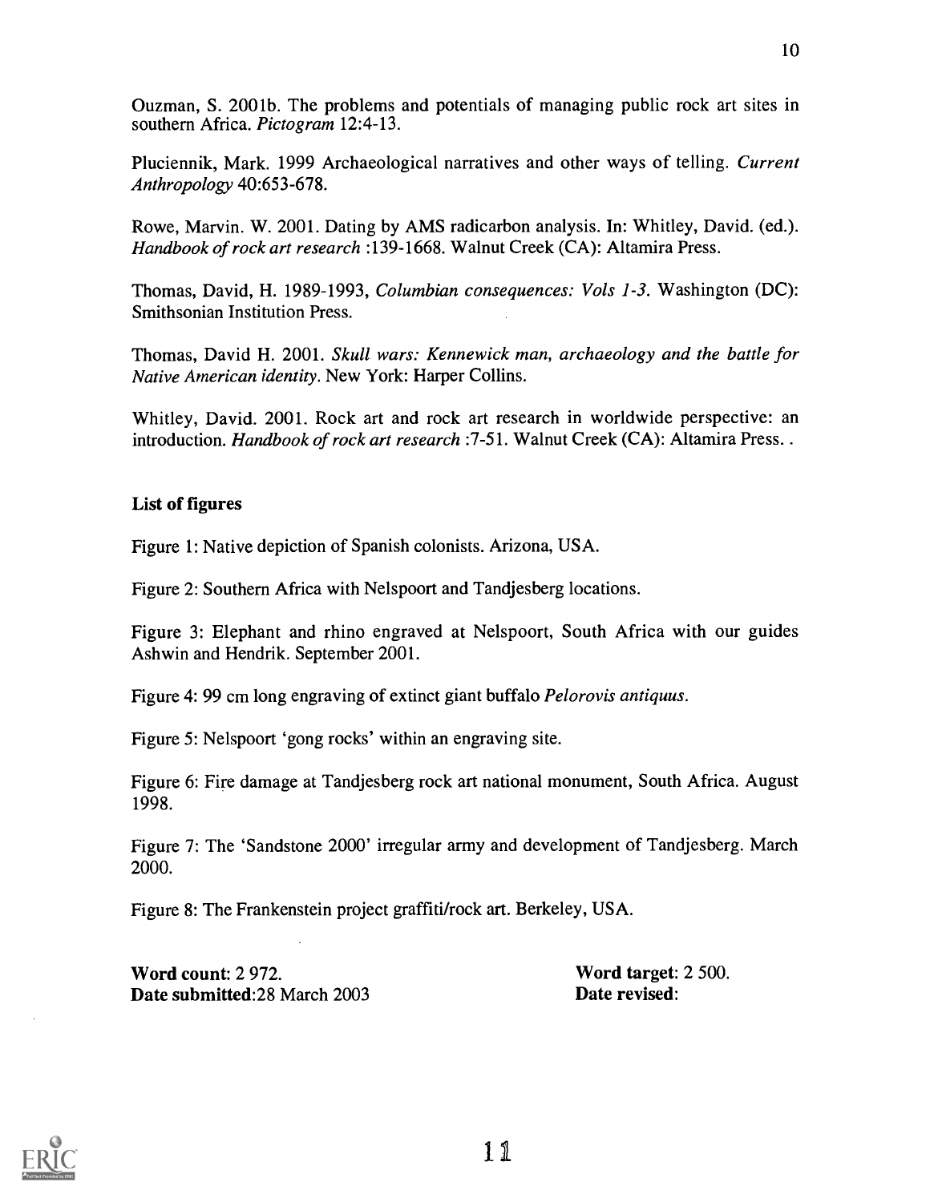Ouzman, S. 2001b. The problems and potentials of managing public rock art sites in southern Africa. *Pictogram* 12:4-13.

Pluciennik, Mark. 1999 Archaeological narratives and other ways of telling. *Current Anthropology* 40:653-678.

Rowe, Marvin. W. 2001. Dating by AMS radicarbon analysis. In: Whitley, David. (ed.). *Handbook of rock art research* :139-1668. Walnut Creek (CA): Altamira Press.

Thomas, David, H. 1989-1993, *Columbian consequences: Vols 1-3*. Washington (DC): Smithsonian Institution Press.

Thomas, David H. 2001. *Skull wars: Kennewick man, archaeology and the battle for Native American identity*. New York: Harper Collins.

Whitley, David. 2001. Rock art and rock art research in worldwide perspective: an introduction. *Handbook of rock art research* :7-51. Walnut Creek (CA): Altamira Press. .

**List of figures**

Figure 1: Native depiction of Spanish colonists. Arizona, USA.

Figure 2: Southern Africa with Nelspoort and Tandjesberg locations.

Figure 3: Elephant and rhino engraved at Nelspoort, South Africa with our guides Ashwin and Hendrik. September 2001.

Figure 4: 99 cm long engraving of extinct giant buffalo *Pelorovis antiquus*.

Figure 5: Nelspoort 'gong rocks' within an engraving site.

Figure 6: Fire damage at Tandjesberg rock art national monument, South Africa. August 1998.

Figure 7: The 'Sandstone 2000' irregular army and development of Tandjesberg. March 2000.

Figure 8: The Frankenstein project graffiti/rock art. Berkeley, USA.

**Word count**: 2 972.
**Date submitted**:28 March 2003

**Word target**: 2 500.
**Date revised**: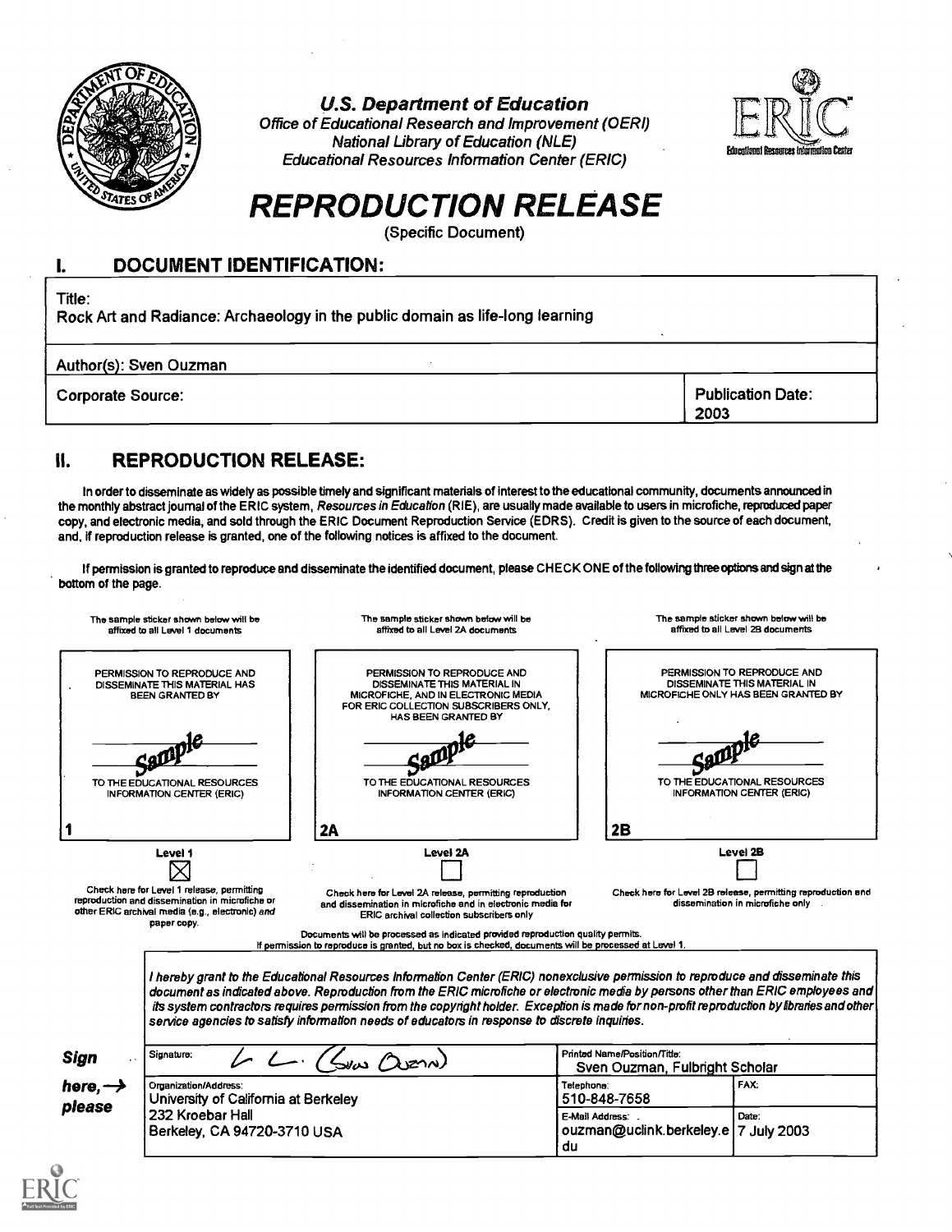**U.S. Department of Education**
*Office of Educational Research and Improvement (OERI)*
*National Library of Education (NLE)*
*Educational Resources Information Center (ERIC)*

# REPRODUCTION RELEASE

(Specific Document)

## I. DOCUMENT IDENTIFICATION:

| | |
|---|---|
| Title: Rock Art and Radiance: Archaeology in the public domain as life-long learning | |
| Author(s): Sven Ouzman | |
| Corporate Source: | Publication Date: 2003 |

## II. REPRODUCTION RELEASE:

In order to disseminate as widely as possible timely and significant materials of interest to the educational community, documents announced in the monthly abstract journal of the ERIC system, *Resources in Education* (RIE), are usually made available to users in microfiche, reproduced paper copy, and electronic media, and sold through the ERIC Document Reproduction Service (EDRS). Credit is given to the source of each document, and, if reproduction release is granted, one of the following notices is affixed to the document.

If permission is granted to reproduce and disseminate the identified document, please CHECK ONE of the following three options and sign at the bottom of the page.

| The sample sticker shown below will be affixed to all Level 1 documents | The sample sticker shown below will be affixed to all Level 2A documents | The sample sticker shown below will be affixed to all Level 2B documents |
|---|---|---|
| PERMISSION TO REPRODUCE AND DISSEMINATE THIS MATERIAL HAS BEEN GRANTED BY<br>Sample<br>TO THE EDUCATIONAL RESOURCES INFORMATION CENTER (ERIC) | PERMISSION TO REPRODUCE AND DISSEMINATE THIS MATERIAL IN MICROFICHE, AND IN ELECTRONIC MEDIA FOR ERIC COLLECTION SUBSCRIBERS ONLY, HAS BEEN GRANTED BY<br>Sample<br>TO THE EDUCATIONAL RESOURCES INFORMATION CENTER (ERIC) | PERMISSION TO REPRODUCE AND DISSEMINATE THIS MATERIAL IN MICROFICHE ONLY HAS BEEN GRANTED BY<br>Sample<br>TO THE EDUCATIONAL RESOURCES INFORMATION CENTER (ERIC) |
| 1 | 2A | 2B |
| Level 1<br>☒ | Level 2A<br>☐ | Level 2B<br>☐ |
| Check here for Level 1 release, permitting reproduction and dissemination in microfiche or other ERIC archival media (e.g., electronic) *and* paper copy. | Check here for Level 2A release, permitting reproduction and dissemination in microfiche and in electronic media for ERIC archival collection subscribers only | Check here for Level 2B release, permitting reproduction and dissemination in microfiche only |

Documents will be processed as indicated provided reproduction quality permits.
If permission to reproduce is granted, but no box is checked, documents will be processed at Level 1.

*I hereby grant to the Educational Resources Information Center (ERIC) nonexclusive permission to reproduce and disseminate this document as indicated above. Reproduction from the ERIC microfiche or electronic media by persons other than ERIC employees and its system contractors requires permission from the copyright holder. Exception is made for non-profit reproduction by libraries and other service agencies to satisfy information needs of educators in response to discrete inquiries.*

***Sign here, → please***

| | | |
|---|---|---|
| Signature: | Printed Name/Position/Title: Sven Ouzman, Fulbright Scholar | |
| Organization/Address: University of California at Berkeley, 232 Kroebar Hall, Berkeley, CA 94720-3710 USA | Telephone: 510-848-7658 | FAX: |
| | E-Mail Address: ouzman@uclink.berkeley.edu | Date: 7 July 2003 |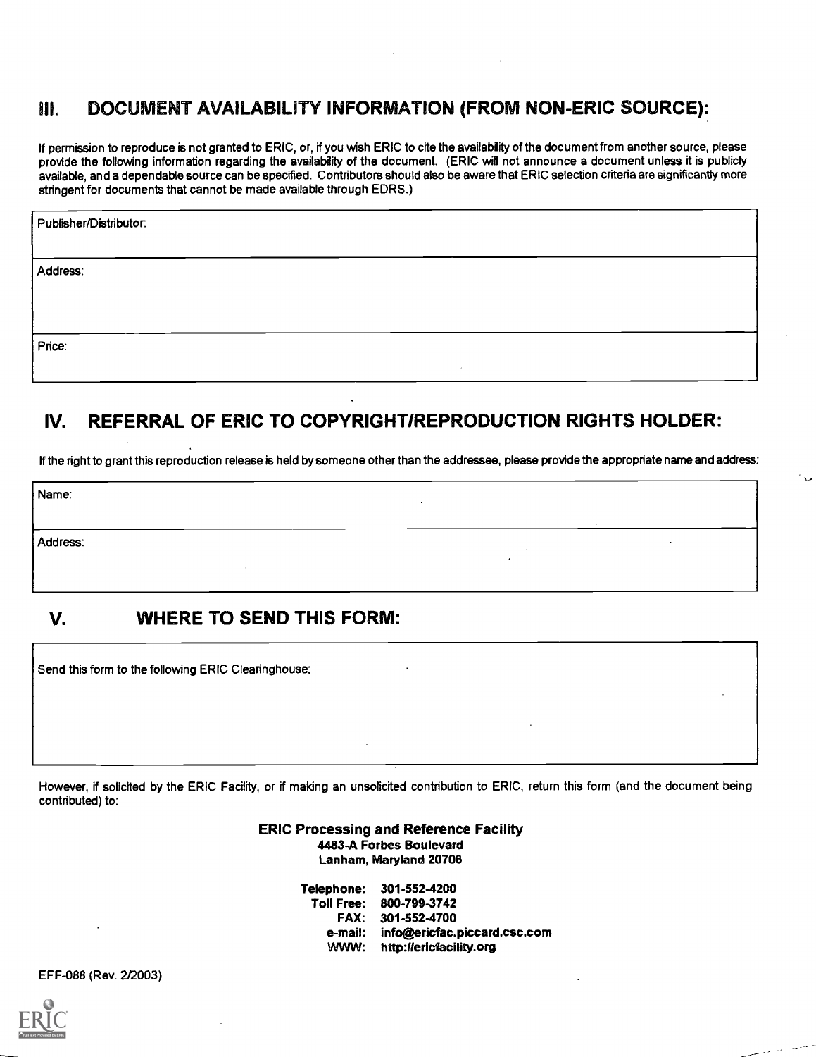## III. DOCUMENT AVAILABILITY INFORMATION (FROM NON-ERIC SOURCE):

If permission to reproduce is not granted to ERIC, or, if you wish ERIC to cite the availability of the document from another source, please provide the following information regarding the availability of the document. (ERIC will not announce a document unless it is publicly available, and a dependable source can be specified. Contributors should also be aware that ERIC selection criteria are significantly more stringent for documents that cannot be made available through EDRS.)

| |
|---|
| Publisher/Distributor: |
| Address: |
| Price: |

## IV. REFERRAL OF ERIC TO COPYRIGHT/REPRODUCTION RIGHTS HOLDER:

If the right to grant this reproduction release is held by someone other than the addressee, please provide the appropriate name and address:

| |
|---|
| Name: |
| Address: |

## V. WHERE TO SEND THIS FORM:

| |
|---|
| Send this form to the following ERIC Clearinghouse: |

However, if solicited by the ERIC Facility, or if making an unsolicited contribution to ERIC, return this form (and the document being contributed) to:

**ERIC Processing and Reference Facility**
**4483-A Forbes Boulevard**
**Lanham, Maryland 20706**

**Telephone: 301-552-4200**
**Toll Free: 800-799-3742**
**FAX: 301-552-4700**
**e-mail: info@ericfac.piccard.csc.com**
**WWW: http://ericfacility.org**

EFF-088 (Rev. 2/2003)